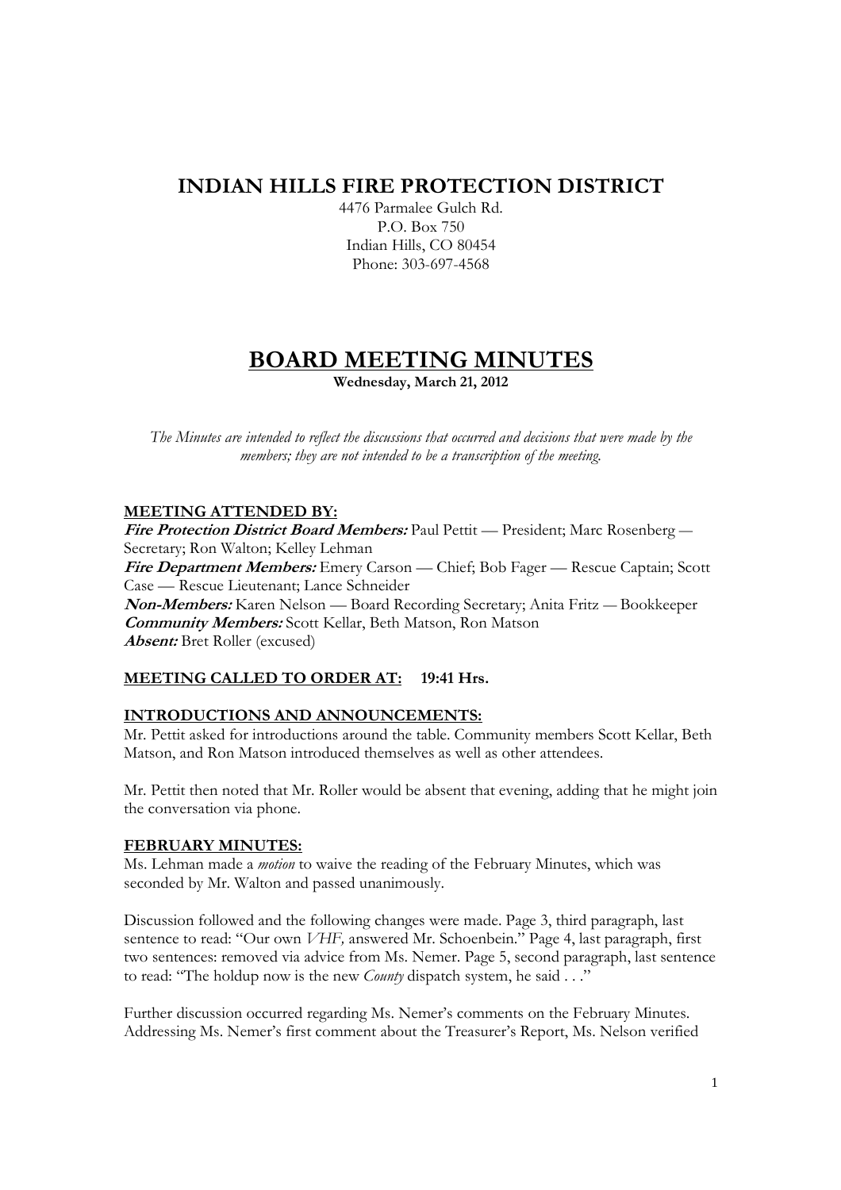# INDIAN HILLS FIRE PROTECTION DISTRICT

4476 Parmalee Gulch Rd.
P.O. Box 750
Indian Hills, CO 80454
Phone: 303-697-4568

# BOARD MEETING MINUTES

**Wednesday, March 21, 2012**

*The Minutes are intended to reflect the discussions that occurred and decisions that were made by the members; they are not intended to be a transcription of the meeting.*

## MEETING ATTENDED BY:

***Fire Protection District Board Members:*** Paul Pettit — President; Marc Rosenberg — Secretary; Ron Walton; Kelley Lehman
***Fire Department Members:*** Emery Carson — Chief; Bob Fager — Rescue Captain; Scott Case — Rescue Lieutenant; Lance Schneider
***Non-Members:*** Karen Nelson — Board Recording Secretary; Anita Fritz — Bookkeeper
***Community Members:*** Scott Kellar, Beth Matson, Ron Matson
***Absent:*** Bret Roller (excused)

## MEETING CALLED TO ORDER AT: 19:41 Hrs.

## INTRODUCTIONS AND ANNOUNCEMENTS:

Mr. Pettit asked for introductions around the table. Community members Scott Kellar, Beth Matson, and Ron Matson introduced themselves as well as other attendees.

Mr. Pettit then noted that Mr. Roller would be absent that evening, adding that he might join the conversation via phone.

## FEBRUARY MINUTES:

Ms. Lehman made a *motion* to waive the reading of the February Minutes, which was seconded by Mr. Walton and passed unanimously.

Discussion followed and the following changes were made. Page 3, third paragraph, last sentence to read: "Our own *VHF,* answered Mr. Schoenbein." Page 4, last paragraph, first two sentences: removed via advice from Ms. Nemer. Page 5, second paragraph, last sentence to read: "The holdup now is the new *County* dispatch system, he said . . ."

Further discussion occurred regarding Ms. Nemer's comments on the February Minutes. Addressing Ms. Nemer's first comment about the Treasurer's Report, Ms. Nelson verified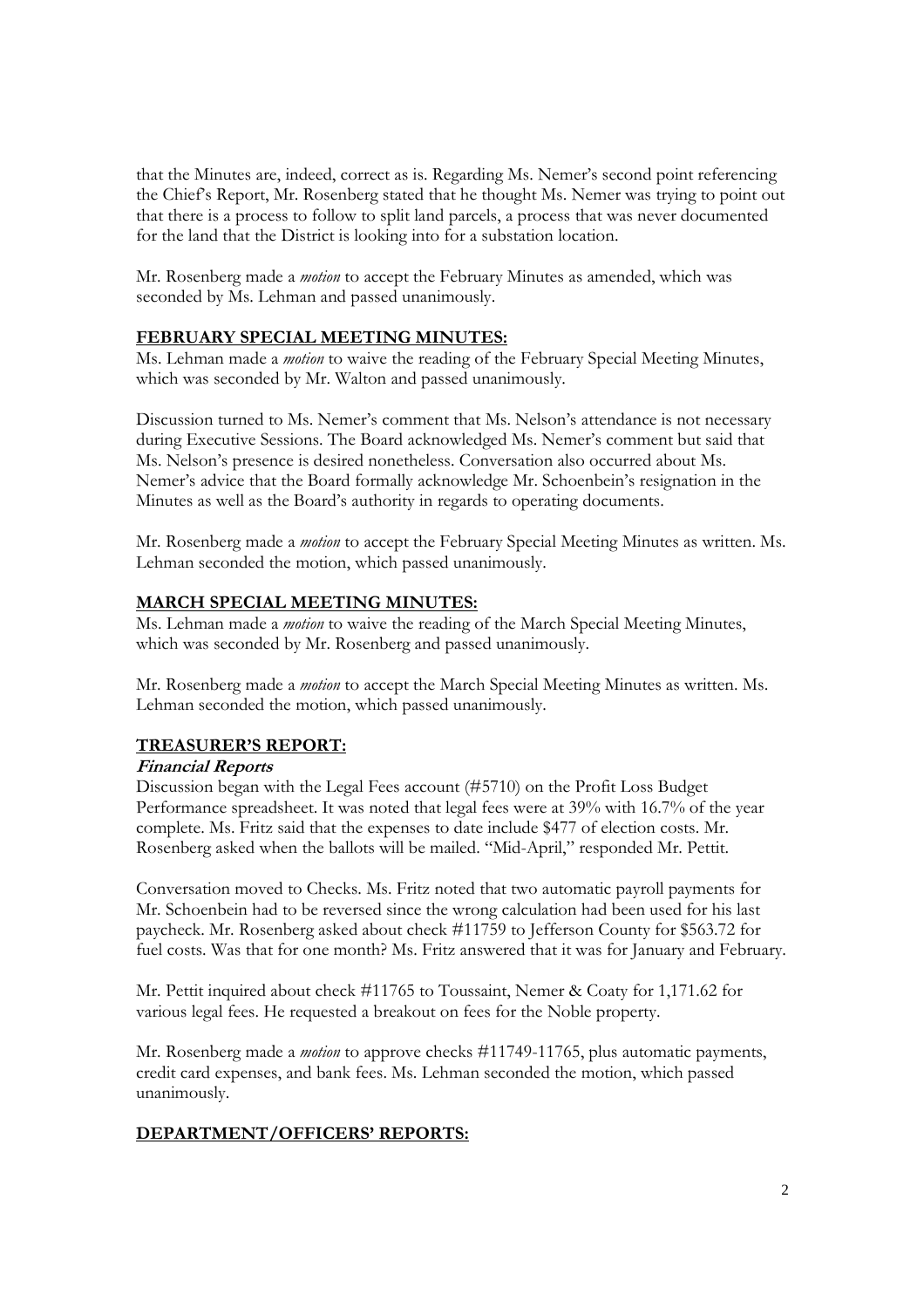that the Minutes are, indeed, correct as is. Regarding Ms. Nemer's second point referencing the Chief's Report, Mr. Rosenberg stated that he thought Ms. Nemer was trying to point out that there is a process to follow to split land parcels, a process that was never documented for the land that the District is looking into for a substation location.

Mr. Rosenberg made a *motion* to accept the February Minutes as amended, which was seconded by Ms. Lehman and passed unanimously.

## FEBRUARY SPECIAL MEETING MINUTES:

Ms. Lehman made a *motion* to waive the reading of the February Special Meeting Minutes, which was seconded by Mr. Walton and passed unanimously.

Discussion turned to Ms. Nemer's comment that Ms. Nelson's attendance is not necessary during Executive Sessions. The Board acknowledged Ms. Nemer's comment but said that Ms. Nelson's presence is desired nonetheless. Conversation also occurred about Ms. Nemer's advice that the Board formally acknowledge Mr. Schoenbein's resignation in the Minutes as well as the Board's authority in regards to operating documents.

Mr. Rosenberg made a *motion* to accept the February Special Meeting Minutes as written. Ms. Lehman seconded the motion, which passed unanimously.

## MARCH SPECIAL MEETING MINUTES:

Ms. Lehman made a *motion* to waive the reading of the March Special Meeting Minutes, which was seconded by Mr. Rosenberg and passed unanimously.

Mr. Rosenberg made a *motion* to accept the March Special Meeting Minutes as written. Ms. Lehman seconded the motion, which passed unanimously.

## TREASURER'S REPORT:

### *Financial Reports*

Discussion began with the Legal Fees account (#5710) on the Profit Loss Budget Performance spreadsheet. It was noted that legal fees were at 39% with 16.7% of the year complete. Ms. Fritz said that the expenses to date include $477 of election costs. Mr. Rosenberg asked when the ballots will be mailed. "Mid-April," responded Mr. Pettit.

Conversation moved to Checks. Ms. Fritz noted that two automatic payroll payments for Mr. Schoenbein had to be reversed since the wrong calculation had been used for his last paycheck. Mr. Rosenberg asked about check #11759 to Jefferson County for $563.72 for fuel costs. Was that for one month? Ms. Fritz answered that it was for January and February.

Mr. Pettit inquired about check #11765 to Toussaint, Nemer & Coaty for 1,171.62 for various legal fees. He requested a breakout on fees for the Noble property.

Mr. Rosenberg made a *motion* to approve checks #11749-11765, plus automatic payments, credit card expenses, and bank fees. Ms. Lehman seconded the motion, which passed unanimously.

## DEPARTMENT/OFFICERS' REPORTS: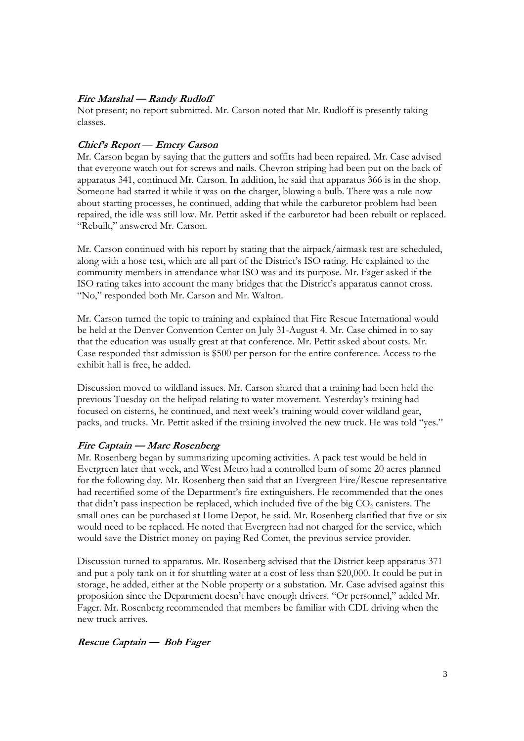***Fire Marshal — Randy Rudloff***

Not present; no report submitted. Mr. Carson noted that Mr. Rudloff is presently taking classes.

***Chief's Report — Emery Carson***

Mr. Carson began by saying that the gutters and soffits had been repaired. Mr. Case advised that everyone watch out for screws and nails. Chevron striping had been put on the back of apparatus 341, continued Mr. Carson. In addition, he said that apparatus 366 is in the shop. Someone had started it while it was on the charger, blowing a bulb. There was a rule now about starting processes, he continued, adding that while the carburetor problem had been repaired, the idle was still low. Mr. Pettit asked if the carburetor had been rebuilt or replaced. "Rebuilt," answered Mr. Carson.

Mr. Carson continued with his report by stating that the airpack/airmask test are scheduled, along with a hose test, which are all part of the District's ISO rating. He explained to the community members in attendance what ISO was and its purpose. Mr. Fager asked if the ISO rating takes into account the many bridges that the District's apparatus cannot cross. "No," responded both Mr. Carson and Mr. Walton.

Mr. Carson turned the topic to training and explained that Fire Rescue International would be held at the Denver Convention Center on July 31-August 4. Mr. Case chimed in to say that the education was usually great at that conference. Mr. Pettit asked about costs. Mr. Case responded that admission is $500 per person for the entire conference. Access to the exhibit hall is free, he added.

Discussion moved to wildland issues. Mr. Carson shared that a training had been held the previous Tuesday on the helipad relating to water movement. Yesterday's training had focused on cisterns, he continued, and next week's training would cover wildland gear, packs, and trucks. Mr. Pettit asked if the training involved the new truck. He was told "yes."

***Fire Captain — Marc Rosenberg***

Mr. Rosenberg began by summarizing upcoming activities. A pack test would be held in Evergreen later that week, and West Metro had a controlled burn of some 20 acres planned for the following day. Mr. Rosenberg then said that an Evergreen Fire/Rescue representative had recertified some of the Department's fire extinguishers. He recommended that the ones that didn't pass inspection be replaced, which included five of the big $CO_2$ canisters. The small ones can be purchased at Home Depot, he said. Mr. Rosenberg clarified that five or six would need to be replaced. He noted that Evergreen had not charged for the service, which would save the District money on paying Red Comet, the previous service provider.

Discussion turned to apparatus. Mr. Rosenberg advised that the District keep apparatus 371 and put a poly tank on it for shuttling water at a cost of less than $20,000. It could be put in storage, he added, either at the Noble property or a substation. Mr. Case advised against this proposition since the Department doesn't have enough drivers. "Or personnel," added Mr. Fager. Mr. Rosenberg recommended that members be familiar with CDL driving when the new truck arrives.

***Rescue Captain — Bob Fager***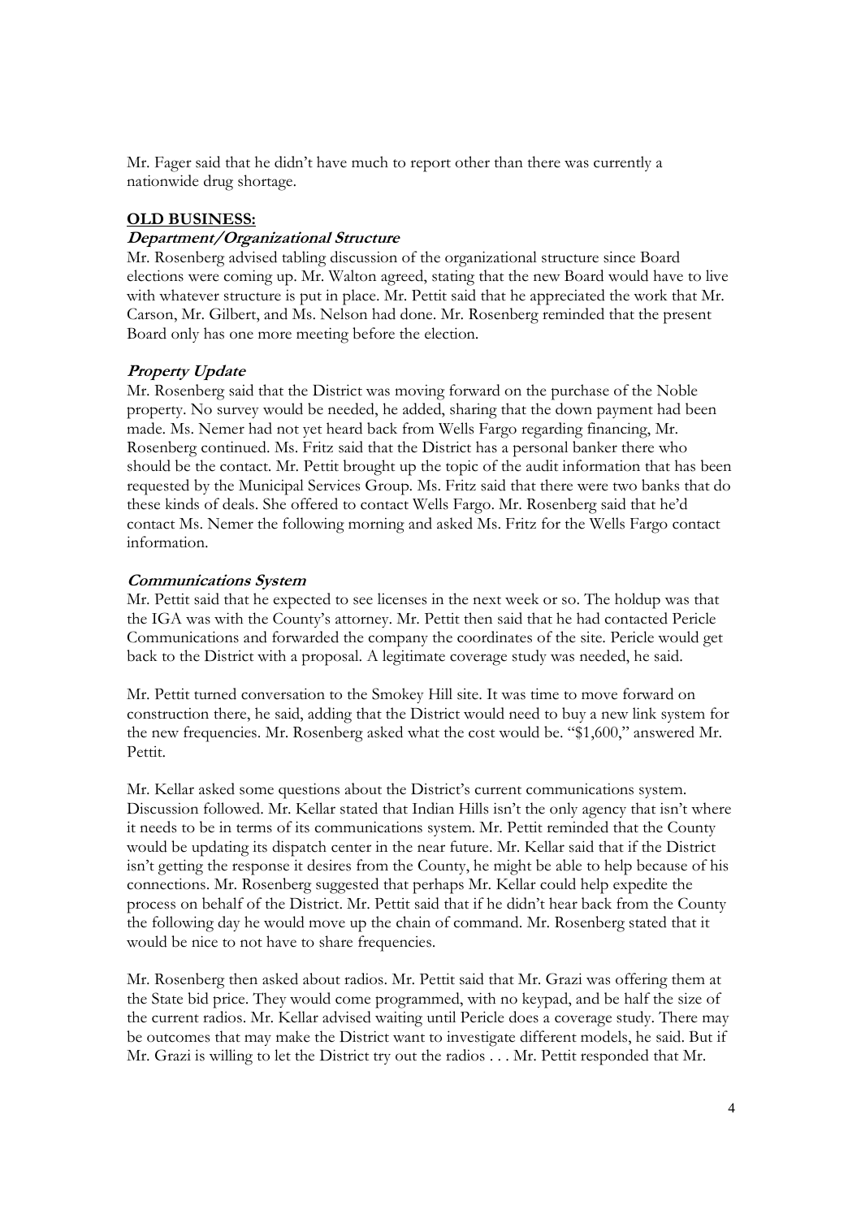Mr. Fager said that he didn't have much to report other than there was currently a nationwide drug shortage.

**OLD BUSINESS:**

***Department/Organizational Structure***

Mr. Rosenberg advised tabling discussion of the organizational structure since Board elections were coming up. Mr. Walton agreed, stating that the new Board would have to live with whatever structure is put in place. Mr. Pettit said that he appreciated the work that Mr. Carson, Mr. Gilbert, and Ms. Nelson had done. Mr. Rosenberg reminded that the present Board only has one more meeting before the election.

***Property Update***

Mr. Rosenberg said that the District was moving forward on the purchase of the Noble property. No survey would be needed, he added, sharing that the down payment had been made. Ms. Nemer had not yet heard back from Wells Fargo regarding financing, Mr. Rosenberg continued. Ms. Fritz said that the District has a personal banker there who should be the contact. Mr. Pettit brought up the topic of the audit information that has been requested by the Municipal Services Group. Ms. Fritz said that there were two banks that do these kinds of deals. She offered to contact Wells Fargo. Mr. Rosenberg said that he'd contact Ms. Nemer the following morning and asked Ms. Fritz for the Wells Fargo contact information.

***Communications System***

Mr. Pettit said that he expected to see licenses in the next week or so. The holdup was that the IGA was with the County's attorney. Mr. Pettit then said that he had contacted Pericle Communications and forwarded the company the coordinates of the site. Pericle would get back to the District with a proposal. A legitimate coverage study was needed, he said.

Mr. Pettit turned conversation to the Smokey Hill site. It was time to move forward on construction there, he said, adding that the District would need to buy a new link system for the new frequencies. Mr. Rosenberg asked what the cost would be. "$1,600," answered Mr. Pettit.

Mr. Kellar asked some questions about the District's current communications system. Discussion followed. Mr. Kellar stated that Indian Hills isn't the only agency that isn't where it needs to be in terms of its communications system. Mr. Pettit reminded that the County would be updating its dispatch center in the near future. Mr. Kellar said that if the District isn't getting the response it desires from the County, he might be able to help because of his connections. Mr. Rosenberg suggested that perhaps Mr. Kellar could help expedite the process on behalf of the District. Mr. Pettit said that if he didn't hear back from the County the following day he would move up the chain of command. Mr. Rosenberg stated that it would be nice to not have to share frequencies.

Mr. Rosenberg then asked about radios. Mr. Pettit said that Mr. Grazi was offering them at the State bid price. They would come programmed, with no keypad, and be half the size of the current radios. Mr. Kellar advised waiting until Pericle does a coverage study. There may be outcomes that may make the District want to investigate different models, he said. But if Mr. Grazi is willing to let the District try out the radios . . . Mr. Pettit responded that Mr.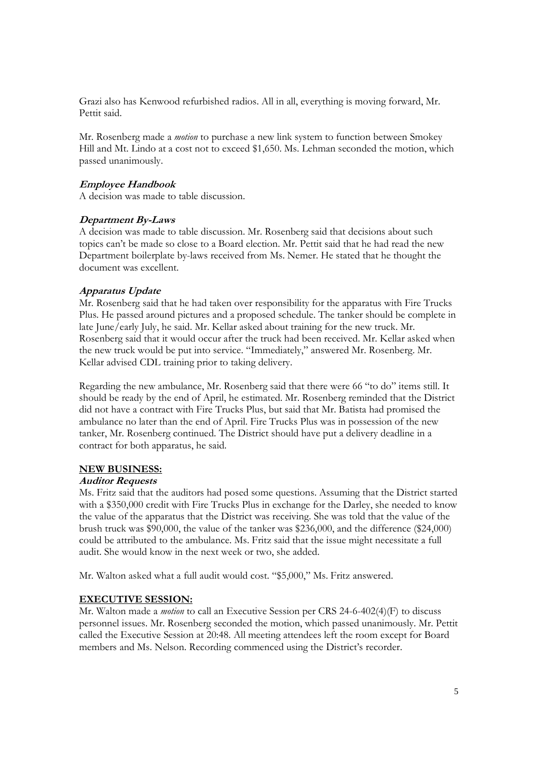Grazi also has Kenwood refurbished radios. All in all, everything is moving forward, Mr. Pettit said.

Mr. Rosenberg made a *motion* to purchase a new link system to function between Smokey Hill and Mt. Lindo at a cost not to exceed $1,650. Ms. Lehman seconded the motion, which passed unanimously.

***Employee Handbook***

A decision was made to table discussion.

***Department By-Laws***

A decision was made to table discussion. Mr. Rosenberg said that decisions about such topics can't be made so close to a Board election. Mr. Pettit said that he had read the new Department boilerplate by-laws received from Ms. Nemer. He stated that he thought the document was excellent.

***Apparatus Update***

Mr. Rosenberg said that he had taken over responsibility for the apparatus with Fire Trucks Plus. He passed around pictures and a proposed schedule. The tanker should be complete in late June/early July, he said. Mr. Kellar asked about training for the new truck. Mr. Rosenberg said that it would occur after the truck had been received. Mr. Kellar asked when the new truck would be put into service. "Immediately," answered Mr. Rosenberg. Mr. Kellar advised CDL training prior to taking delivery.

Regarding the new ambulance, Mr. Rosenberg said that there were 66 "to do" items still. It should be ready by the end of April, he estimated. Mr. Rosenberg reminded that the District did not have a contract with Fire Trucks Plus, but said that Mr. Batista had promised the ambulance no later than the end of April. Fire Trucks Plus was in possession of the new tanker, Mr. Rosenberg continued. The District should have put a delivery deadline in a contract for both apparatus, he said.

## NEW BUSINESS:

***Auditor Requests***

Ms. Fritz said that the auditors had posed some questions. Assuming that the District started with a $350,000 credit with Fire Trucks Plus in exchange for the Darley, she needed to know the value of the apparatus that the District was receiving. She was told that the value of the brush truck was $90,000, the value of the tanker was $236,000, and the difference ($24,000) could be attributed to the ambulance. Ms. Fritz said that the issue might necessitate a full audit. She would know in the next week or two, she added.

Mr. Walton asked what a full audit would cost. "$5,000," Ms. Fritz answered.

## EXECUTIVE SESSION:

Mr. Walton made a *motion* to call an Executive Session per CRS 24-6-402(4)(F) to discuss personnel issues. Mr. Rosenberg seconded the motion, which passed unanimously. Mr. Pettit called the Executive Session at 20:48. All meeting attendees left the room except for Board members and Ms. Nelson. Recording commenced using the District's recorder.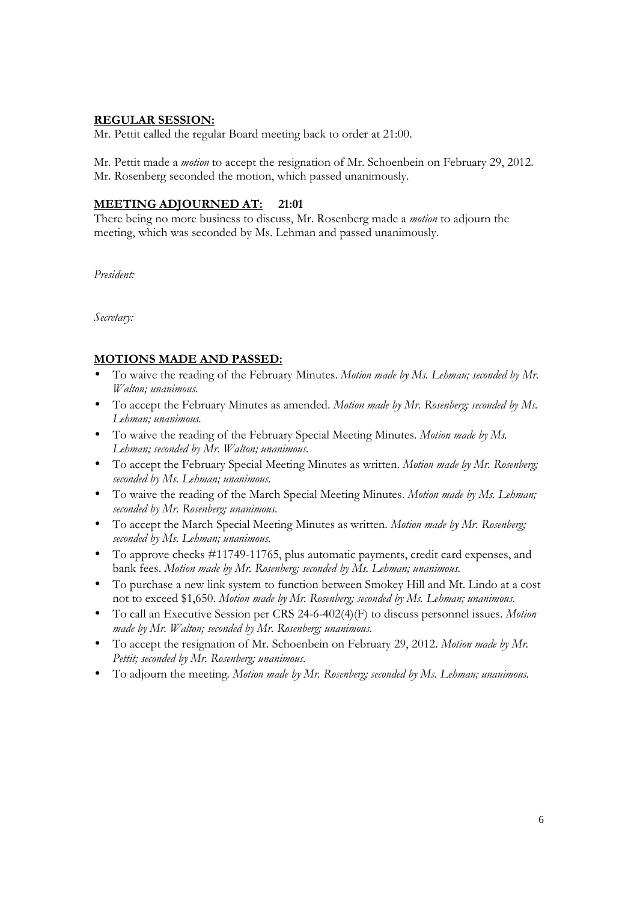## REGULAR SESSION:

Mr. Pettit called the regular Board meeting back to order at 21:00.

Mr. Pettit made a *motion* to accept the resignation of Mr. Schoenbein on February 29, 2012. Mr. Rosenberg seconded the motion, which passed unanimously.

## MEETING ADJOURNED AT: 21:01

There being no more business to discuss, Mr. Rosenberg made a *motion* to adjourn the meeting, which was seconded by Ms. Lehman and passed unanimously.

*President:*

*Secretary:*

## MOTIONS MADE AND PASSED:

- To waive the reading of the February Minutes. *Motion made by Ms. Lehman; seconded by Mr. Walton; unanimous.*
- To accept the February Minutes as amended. *Motion made by Mr. Rosenberg; seconded by Ms. Lehman; unanimous.*
- To waive the reading of the February Special Meeting Minutes. *Motion made by Ms. Lehman; seconded by Mr. Walton; unanimous.*
- To accept the February Special Meeting Minutes as written. *Motion made by Mr. Rosenberg; seconded by Ms. Lehman; unanimous.*
- To waive the reading of the March Special Meeting Minutes. *Motion made by Ms. Lehman; seconded by Mr. Rosenberg; unanimous.*
- To accept the March Special Meeting Minutes as written. *Motion made by Mr. Rosenberg; seconded by Ms. Lehman; unanimous.*
- To approve checks #11749-11765, plus automatic payments, credit card expenses, and bank fees. *Motion made by Mr. Rosenberg; seconded by Ms. Lehman; unanimous.*
- To purchase a new link system to function between Smokey Hill and Mt. Lindo at a cost not to exceed $1,650. *Motion made by Mr. Rosenberg; seconded by Ms. Lehman; unanimous.*
- To call an Executive Session per CRS 24-6-402(4)(F) to discuss personnel issues. *Motion made by Mr. Walton; seconded by Mr. Rosenberg; unanimous.*
- To accept the resignation of Mr. Schoenbein on February 29, 2012. *Motion made by Mr. Pettit; seconded by Mr. Rosenberg; unanimous.*
- To adjourn the meeting. *Motion made by Mr. Rosenberg; seconded by Ms. Lehman; unanimous.*